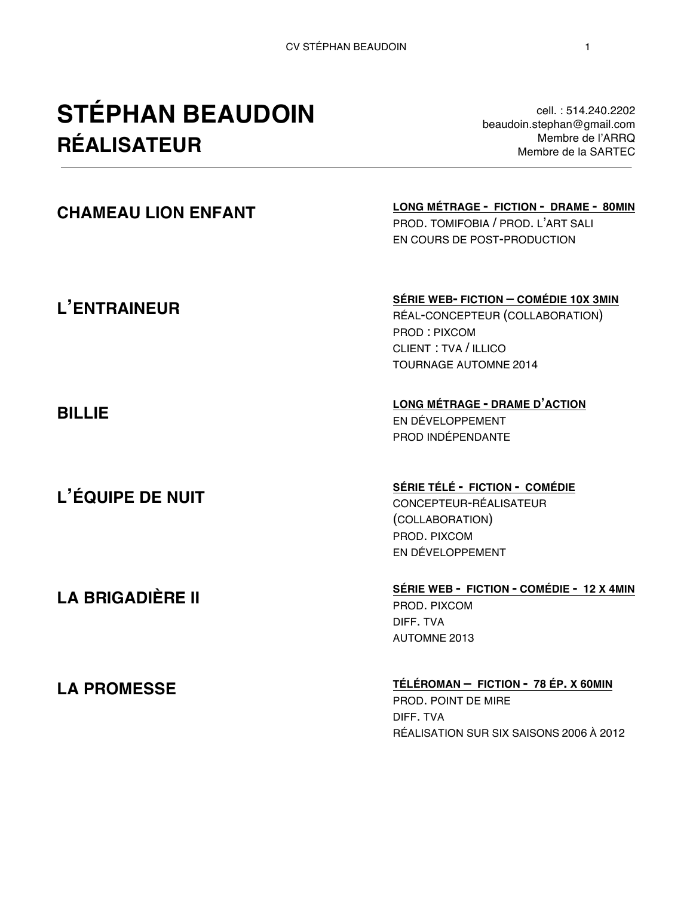# STÉPHAN BEAUDOIN
## RÉALISATEUR

cell. : 514.240.2202
beaudoin.stephan@gmail.com
Membre de l'ARRQ
Membre de la SARTEC

---

### CHAMEAU LION ENFANT

**LONG MÉTRAGE - FICTION - DRAME - 80MIN**
PROD. TOMIFOBIA / PROD. L'ART SALI
EN COURS DE POST-PRODUCTION

### L'ENTRAINEUR

**SÉRIE WEB- FICTION – COMÉDIE 10X 3MIN**
RÉAL-CONCEPTEUR (COLLABORATION)
PROD : PIXCOM
CLIENT : TVA / ILLICO
TOURNAGE AUTOMNE 2014

### BILLIE

**LONG MÉTRAGE - DRAME D'ACTION**
EN DÉVELOPPEMENT
PROD INDÉPENDANTE

### L'ÉQUIPE DE NUIT

**SÉRIE TÉLÉ - FICTION - COMÉDIE**
CONCEPTEUR-RÉALISATEUR
(COLLABORATION)
PROD. PIXCOM
EN DÉVELOPPEMENT

### LA BRIGADIÈRE II

**SÉRIE WEB - FICTION - COMÉDIE - 12 X 4MIN**
PROD. PIXCOM
DIFF. TVA
AUTOMNE 2013

### LA PROMESSE

**TÉLÉROMAN – FICTION - 78 ÉP. X 60MIN**
PROD. POINT DE MIRE
DIFF. TVA
RÉALISATION SUR SIX SAISONS 2006 À 2012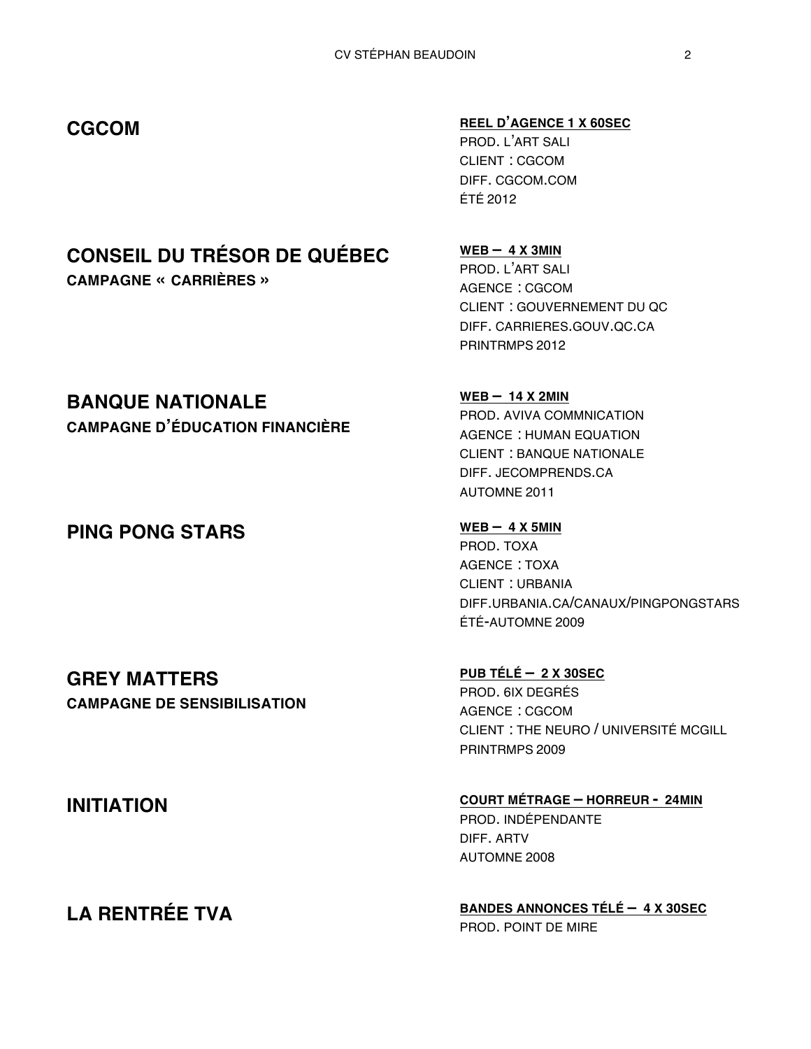## CGCOM

**REEL D'AGENCE 1 X 60SEC**
PROD. L'ART SALI
CLIENT : CGCOM
DIFF. CGCOM.COM
ÉTÉ 2012

## CONSEIL DU TRÉSOR DE QUÉBEC

**CAMPAGNE « CARRIÈRES »**

**WEB – 4 X 3MIN**
PROD. L'ART SALI
AGENCE : CGCOM
CLIENT : GOUVERNEMENT DU QC
DIFF. CARRIERES.GOUV.QC.CA
PRINTRMPS 2012

## BANQUE NATIONALE

**CAMPAGNE D'ÉDUCATION FINANCIÈRE**

**WEB – 14 X 2MIN**
PROD. AVIVA COMMNICATION
AGENCE : HUMAN EQUATION
CLIENT : BANQUE NATIONALE
DIFF. JECOMPRENDS.CA
AUTOMNE 2011

## PING PONG STARS

**WEB – 4 X 5MIN**
PROD. TOXA
AGENCE : TOXA
CLIENT : URBANIA
DIFF.URBANIA.CA/CANAUX/PINGPONGSTARS
ÉTÉ-AUTOMNE 2009

## GREY MATTERS

**CAMPAGNE DE SENSIBILISATION**

**PUB TÉLÉ – 2 X 30SEC**
PROD. 6IX DEGRÉS
AGENCE : CGCOM
CLIENT : THE NEURO / UNIVERSITÉ MCGILL
PRINTRMPS 2009

## INITIATION

**COURT MÉTRAGE – HORREUR - 24MIN**
PROD. INDÉPENDANTE
DIFF. ARTV
AUTOMNE 2008

## LA RENTRÉE TVA

**BANDES ANNONCES TÉLÉ – 4 X 30SEC**
PROD. POINT DE MIRE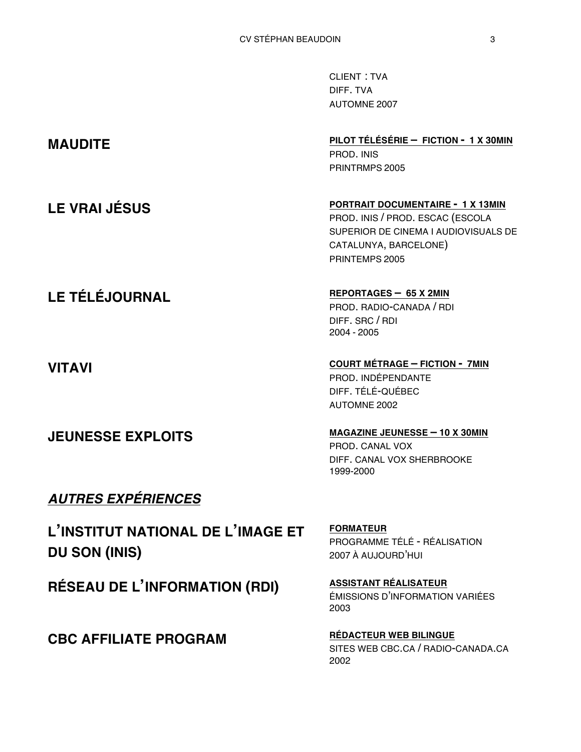CLIENT : TVA
DIFF. TVA
AUTOMNE 2007

**MAUDITE**

**PILOT TÉLÉSÉRIE – FICTION - 1 X 30MIN**
PROD. INIS
PRINTRMPS 2005

**LE VRAI JÉSUS**

**PORTRAIT DOCUMENTAIRE - 1 X 13MIN**
PROD. INIS / PROD. ESCAC (ESCOLA SUPERIOR DE CINEMA I AUDIOVISUALS DE CATALUNYA, BARCELONE)
PRINTEMPS 2005

**LE TÉLÉJOURNAL**

**REPORTAGES – 65 X 2MIN**
PROD. RADIO-CANADA / RDI
DIFF. SRC / RDI
2004 - 2005

**VITAVI**

**COURT MÉTRAGE – FICTION - 7MIN**
PROD. INDÉPENDANTE
DIFF. TÉLÉ-QUÉBEC
AUTOMNE 2002

**JEUNESSE EXPLOITS**

**MAGAZINE JEUNESSE – 10 X 30MIN**
PROD. CANAL VOX
DIFF. CANAL VOX SHERBROOKE
1999-2000

## ***AUTRES EXPÉRIENCES***

**L'INSTITUT NATIONAL DE L'IMAGE ET DU SON (INIS)**

**FORMATEUR**
PROGRAMME TÉLÉ - RÉALISATION
2007 À AUJOURD'HUI

**RÉSEAU DE L'INFORMATION (RDI)**

**ASSISTANT RÉALISATEUR**
ÉMISSIONS D'INFORMATION VARIÉES
2003

**CBC AFFILIATE PROGRAM**

**RÉDACTEUR WEB BILINGUE**
SITES WEB CBC.CA / RADIO-CANADA.CA
2002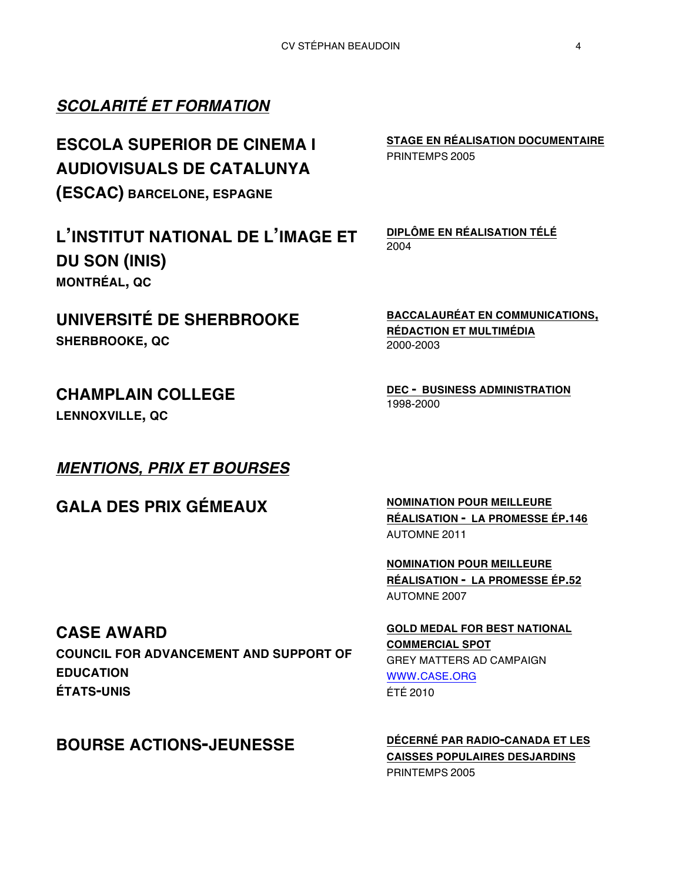## ***SCOLARITÉ ET FORMATION***

### ESCOLA SUPERIOR DE CINEMA I AUDIOVISUALS DE CATALUNYA (ESCAC) **BARCELONE, ESPAGNE**

**STAGE EN RÉALISATION DOCUMENTAIRE**
PRINTEMPS 2005

### L'INSTITUT NATIONAL DE L'IMAGE ET DU SON (INIS)

**MONTRÉAL, QC**

**DIPLÔME EN RÉALISATION TÉLÉ**
2004

### UNIVERSITÉ DE SHERBROOKE

**SHERBROOKE, QC**

**BACCALAURÉAT EN COMMUNICATIONS, RÉDACTION ET MULTIMÉDIA**
2000-2003

### CHAMPLAIN COLLEGE

**LENNOXVILLE, QC**

**DEC - BUSINESS ADMINISTRATION**
1998-2000

## ***MENTIONS, PRIX ET BOURSES***

### GALA DES PRIX GÉMEAUX

**NOMINATION POUR MEILLEURE RÉALISATION - LA PROMESSE ÉP.146**
AUTOMNE 2011

**NOMINATION POUR MEILLEURE RÉALISATION - LA PROMESSE ÉP.52**
AUTOMNE 2007

### CASE AWARD

**COUNCIL FOR ADVANCEMENT AND SUPPORT OF EDUCATION**
**ÉTATS-UNIS**

**GOLD MEDAL FOR BEST NATIONAL COMMERCIAL SPOT**
GREY MATTERS AD CAMPAIGN
WWW.CASE.ORG
ÉTÉ 2010

### BOURSE ACTIONS-JEUNESSE

**DÉCERNÉ PAR RADIO-CANADA ET LES CAISSES POPULAIRES DESJARDINS**
PRINTEMPS 2005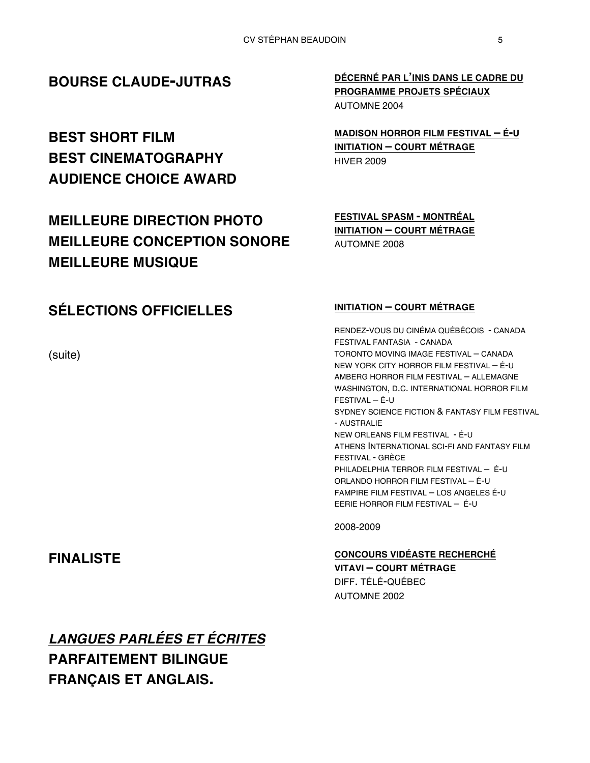**BOURSE CLAUDE-JUTRAS**

**DÉCERNÉ PAR L'INIS DANS LE CADRE DU PROGRAMME PROJETS SPÉCIAUX**
AUTOMNE 2004

**BEST SHORT FILM**
**BEST CINEMATOGRAPHY**
**AUDIENCE CHOICE AWARD**

**MADISON HORROR FILM FESTIVAL – É-U**
**INITIATION – COURT MÉTRAGE**
HIVER 2009

**MEILLEURE DIRECTION PHOTO**
**MEILLEURE CONCEPTION SONORE**
**MEILLEURE MUSIQUE**

**FESTIVAL SPASM - MONTRÉAL**
**INITIATION – COURT MÉTRAGE**
AUTOMNE 2008

**SÉLECTIONS OFFICIELLES**

(suite)

**INITIATION – COURT MÉTRAGE**

RENDEZ-VOUS DU CINÉMA QUÉBÉCOIS - CANADA
FESTIVAL FANTASIA - CANADA
TORONTO MOVING IMAGE FESTIVAL – CANADA
NEW YORK CITY HORROR FILM FESTIVAL – É-U
AMBERG HORROR FILM FESTIVAL – ALLEMAGNE
WASHINGTON, D.C. INTERNATIONAL HORROR FILM FESTIVAL – É-U
SYDNEY SCIENCE FICTION & FANTASY FILM FESTIVAL - AUSTRALIE
NEW ORLEANS FILM FESTIVAL - É-U
ATHENS INTERNATIONAL SCI-FI AND FANTASY FILM FESTIVAL - GRÈCE
PHILADELPHIA TERROR FILM FESTIVAL – É-U
ORLANDO HORROR FILM FESTIVAL – É-U
FAMPIRE FILM FESTIVAL – LOS ANGELES É-U
EERIE HORROR FILM FESTIVAL – É-U

2008-2009

**FINALISTE**

**CONCOURS VIDÉASTE RECHERCHÉ**
**VITAVI – COURT MÉTRAGE**
DIFF. TÉLÉ-QUÉBEC
AUTOMNE 2002

***LANGUES PARLÉES ET ÉCRITES***
**PARFAITEMENT BILINGUE**
**FRANÇAIS ET ANGLAIS.**